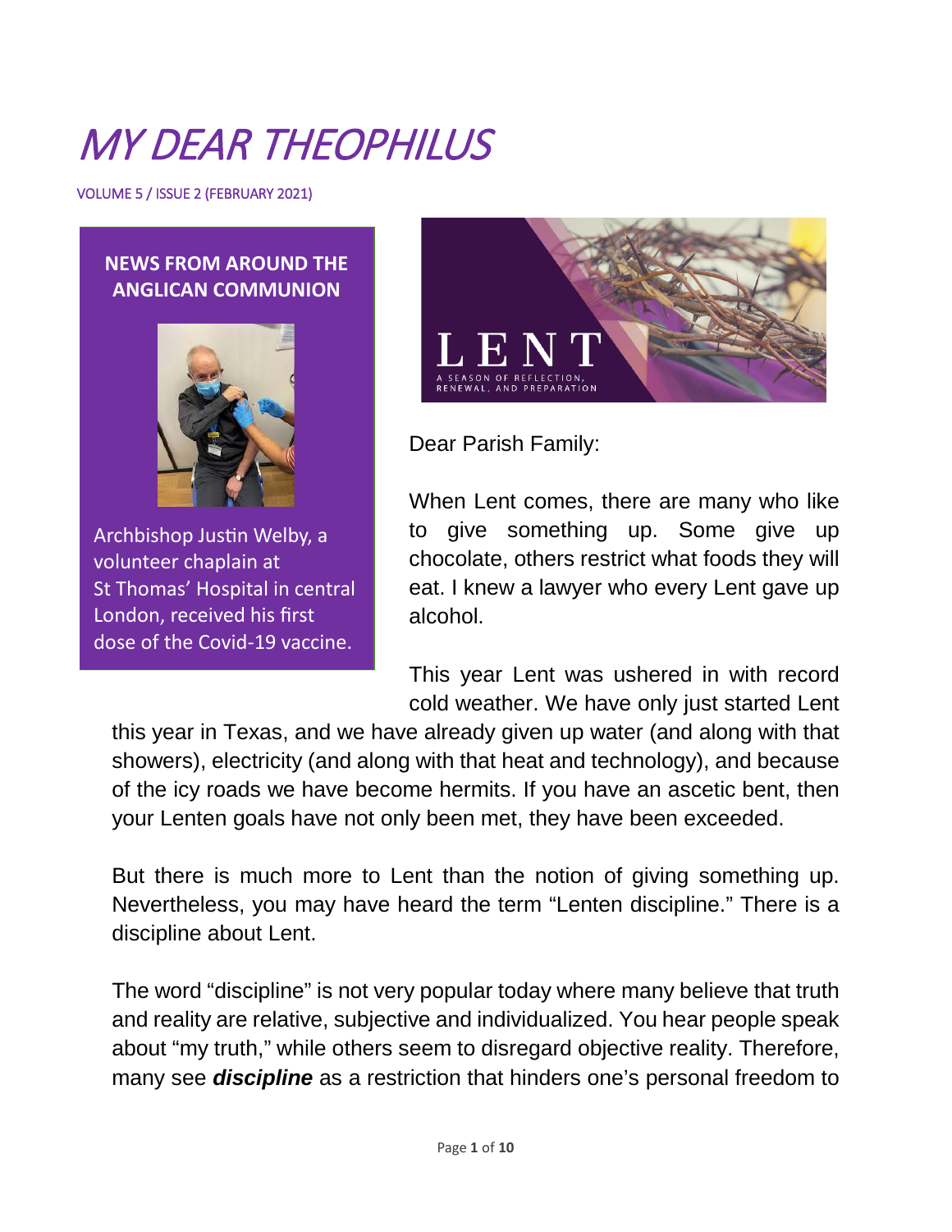# MY DEAR THEOPHILUS

VOLUME 5 / ISSUE 2 (FEBRUARY 2021)

**NEWS FROM AROUND THE ANGLICAN COMMUNION**

Archbishop Justin Welby, a volunteer chaplain at St Thomas' Hospital in central London, received his first dose of the Covid-19 vaccine.

LENT

A SEASON OF REFLECTION, RENEWAL, AND PREPARATION

Dear Parish Family:

When Lent comes, there are many who like to give something up. Some give up chocolate, others restrict what foods they will eat. I knew a lawyer who every Lent gave up alcohol.

This year Lent was ushered in with record cold weather. We have only just started Lent this year in Texas, and we have already given up water (and along with that showers), electricity (and along with that heat and technology), and because of the icy roads we have become hermits. If you have an ascetic bent, then your Lenten goals have not only been met, they have been exceeded.

But there is much more to Lent than the notion of giving something up. Nevertheless, you may have heard the term "Lenten discipline." There is a discipline about Lent.

The word "discipline" is not very popular today where many believe that truth and reality are relative, subjective and individualized. You hear people speak about "my truth," while others seem to disregard objective reality. Therefore, many see ***discipline*** as a restriction that hinders one's personal freedom to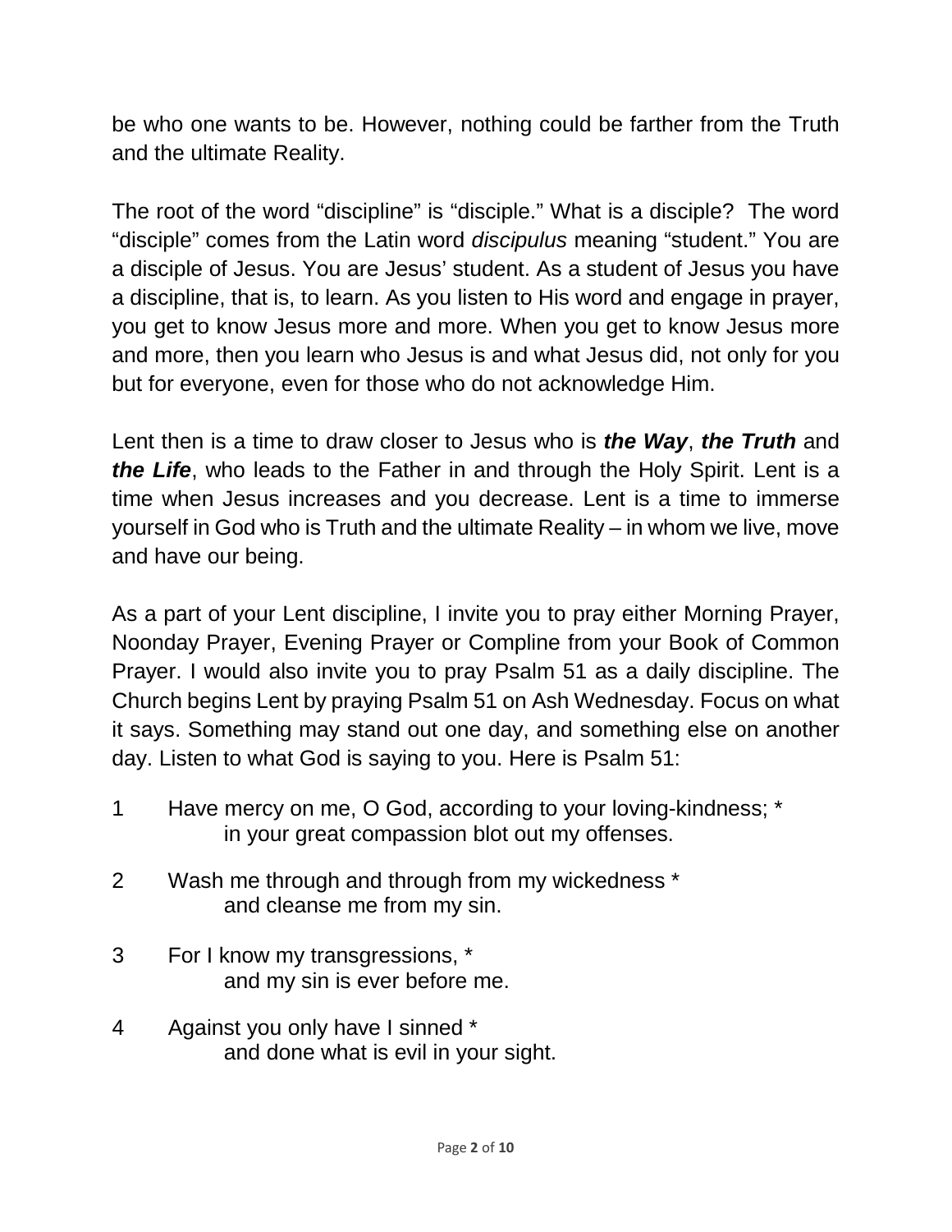be who one wants to be. However, nothing could be farther from the Truth and the ultimate Reality.

The root of the word "discipline" is "disciple." What is a disciple? The word "disciple" comes from the Latin word *discipulus* meaning "student." You are a disciple of Jesus. You are Jesus' student. As a student of Jesus you have a discipline, that is, to learn. As you listen to His word and engage in prayer, you get to know Jesus more and more. When you get to know Jesus more and more, then you learn who Jesus is and what Jesus did, not only for you but for everyone, even for those who do not acknowledge Him.

Lent then is a time to draw closer to Jesus who is ***the Way***, ***the Truth*** and ***the Life***, who leads to the Father in and through the Holy Spirit. Lent is a time when Jesus increases and you decrease. Lent is a time to immerse yourself in God who is Truth and the ultimate Reality – in whom we live, move and have our being.

As a part of your Lent discipline, I invite you to pray either Morning Prayer, Noonday Prayer, Evening Prayer or Compline from your Book of Common Prayer. I would also invite you to pray Psalm 51 as a daily discipline. The Church begins Lent by praying Psalm 51 on Ash Wednesday. Focus on what it says. Something may stand out one day, and something else on another day. Listen to what God is saying to you. Here is Psalm 51:

1 Have mercy on me, O God, according to your loving-kindness; *
    in your great compassion blot out my offenses.

2 Wash me through and through from my wickedness *
    and cleanse me from my sin.

3 For I know my transgressions, *
    and my sin is ever before me.

4 Against you only have I sinned *
    and done what is evil in your sight.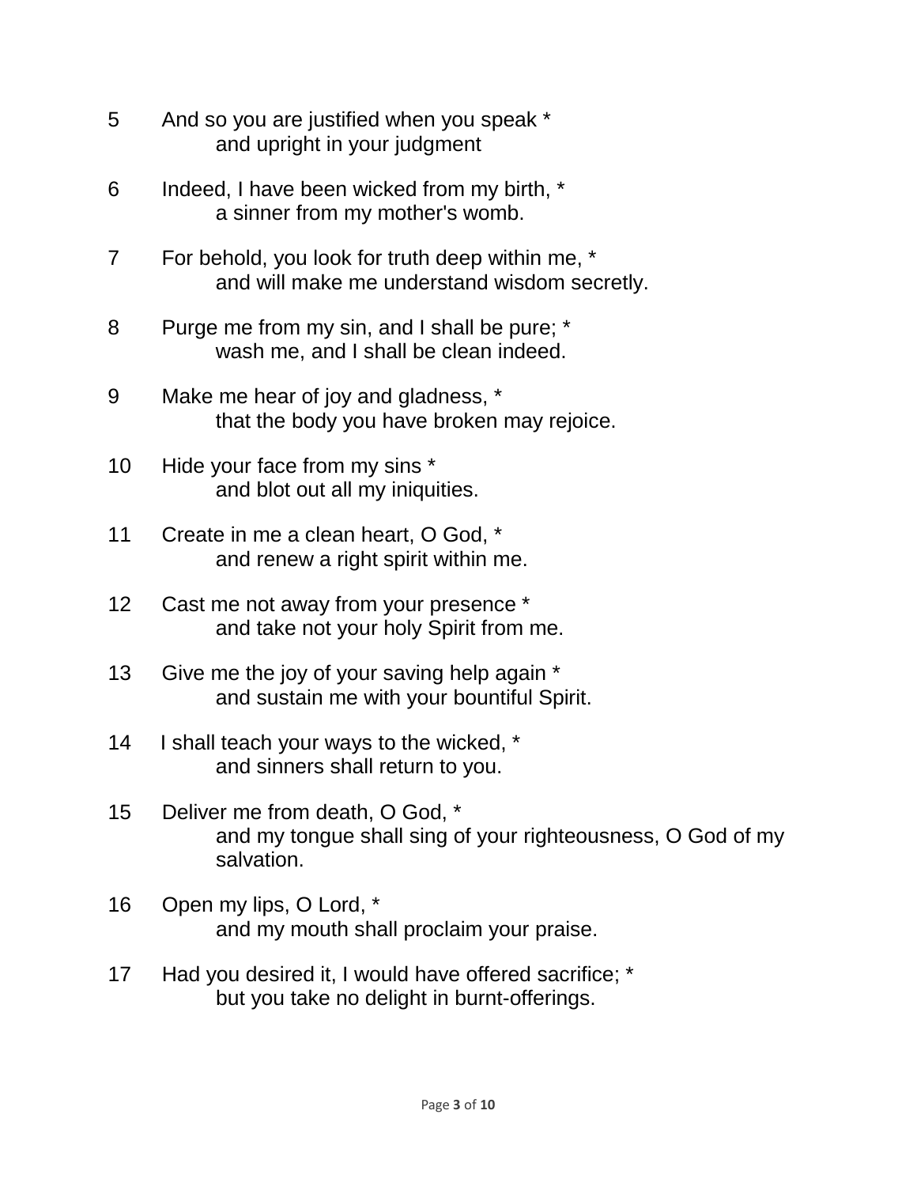5 And so you are justified when you speak *
  and upright in your judgment

6 Indeed, I have been wicked from my birth, *
  a sinner from my mother's womb.

7 For behold, you look for truth deep within me, *
  and will make me understand wisdom secretly.

8 Purge me from my sin, and I shall be pure; *
  wash me, and I shall be clean indeed.

9 Make me hear of joy and gladness, *
  that the body you have broken may rejoice.

10 Hide your face from my sins *
  and blot out all my iniquities.

11 Create in me a clean heart, O God, *
  and renew a right spirit within me.

12 Cast me not away from your presence *
  and take not your holy Spirit from me.

13 Give me the joy of your saving help again *
  and sustain me with your bountiful Spirit.

14 I shall teach your ways to the wicked, *
  and sinners shall return to you.

15 Deliver me from death, O God, *
  and my tongue shall sing of your righteousness, O God of my salvation.

16 Open my lips, O Lord, *
  and my mouth shall proclaim your praise.

17 Had you desired it, I would have offered sacrifice; *
  but you take no delight in burnt-offerings.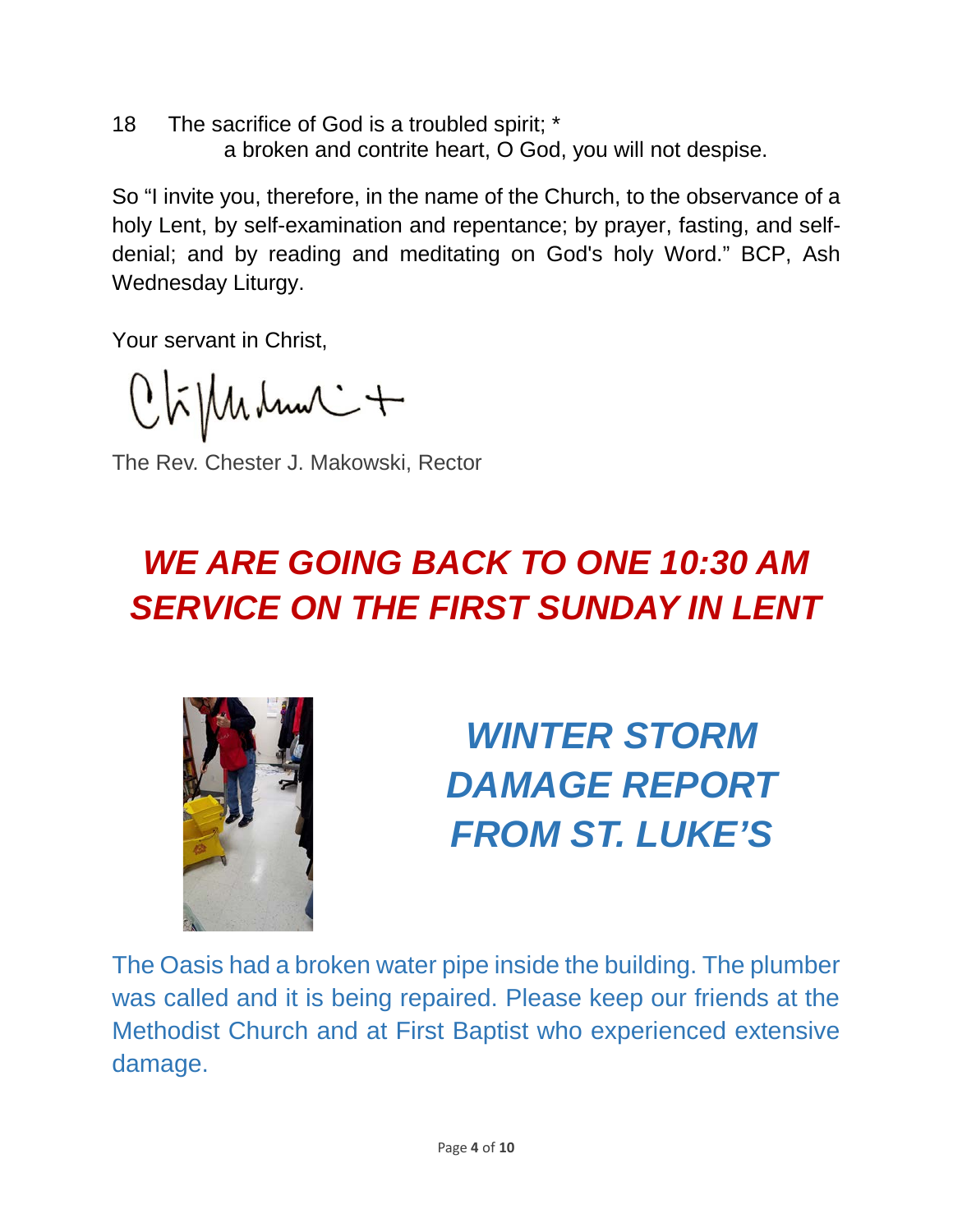18 The sacrifice of God is a troubled spirit; *
a broken and contrite heart, O God, you will not despise.

So "I invite you, therefore, in the name of the Church, to the observance of a holy Lent, by self-examination and repentance; by prayer, fasting, and self-denial; and by reading and meditating on God's holy Word." BCP, Ash Wednesday Liturgy.

Your servant in Christ,

The Rev. Chester J. Makowski, Rector

## *WE ARE GOING BACK TO ONE 10:30 AM SERVICE ON THE FIRST SUNDAY IN LENT*

## *WINTER STORM DAMAGE REPORT FROM ST. LUKE'S*

The Oasis had a broken water pipe inside the building. The plumber was called and it is being repaired. Please keep our friends at the Methodist Church and at First Baptist who experienced extensive damage.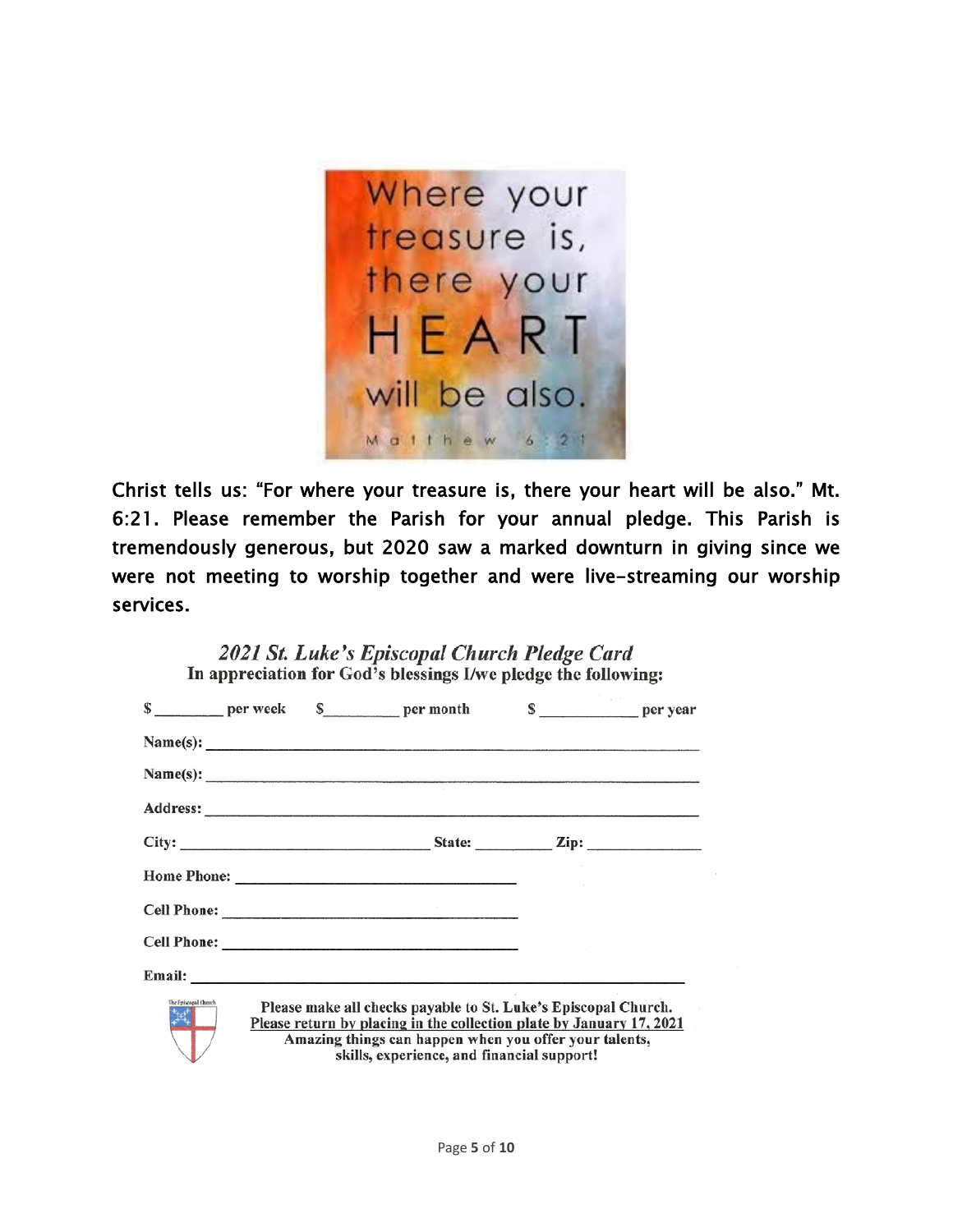Where your treasure is, there your HEART will be also.

Matthew 6:21

**Christ tells us: "For where your treasure is, there your heart will be also." Mt. 6:21. Please remember the Parish for your annual pledge. This Parish is tremendously generous, but 2020 saw a marked downturn in giving since we were not meeting to worship together and were live-streaming our worship services.**

***2021 St. Luke's Episcopal Church Pledge Card***

**In appreciation for God's blessings I/we pledge the following:**

$________ per week $_________ per month $____________ per year

Name(s): ____________________________________________

Name(s): ____________________________________________

Address: ____________________________________________

City: ______________________ State: _________ Zip: ____________

Home Phone: ______________________________

Cell Phone: ______________________________

Cell Phone: ______________________________

Email: ____________________________________________

The Episcopal Church

**Please make all checks payable to St. Luke's Episcopal Church.**

**Please return by placing in the collection plate by January 17, 2021**

**Amazing things can happen when you offer your talents, skills, experience, and financial support!**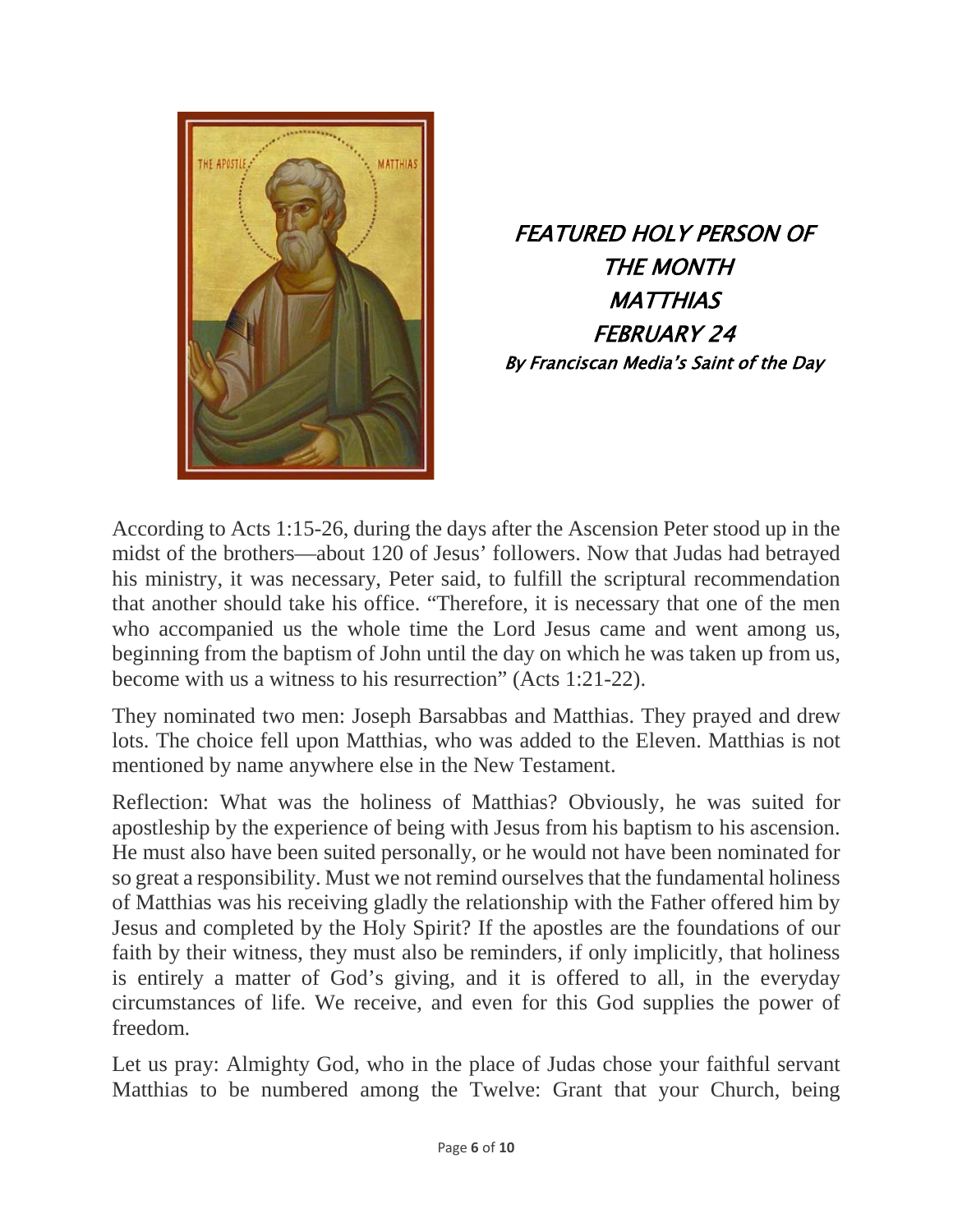## *FEATURED HOLY PERSON OF THE MONTH MATTHIAS FEBRUARY 24*

*By Franciscan Media's Saint of the Day*

According to Acts 1:15-26, during the days after the Ascension Peter stood up in the midst of the brothers—about 120 of Jesus' followers. Now that Judas had betrayed his ministry, it was necessary, Peter said, to fulfill the scriptural recommendation that another should take his office. "Therefore, it is necessary that one of the men who accompanied us the whole time the Lord Jesus came and went among us, beginning from the baptism of John until the day on which he was taken up from us, become with us a witness to his resurrection" (Acts 1:21-22).

They nominated two men: Joseph Barsabbas and Matthias. They prayed and drew lots. The choice fell upon Matthias, who was added to the Eleven. Matthias is not mentioned by name anywhere else in the New Testament.

Reflection: What was the holiness of Matthias? Obviously, he was suited for apostleship by the experience of being with Jesus from his baptism to his ascension. He must also have been suited personally, or he would not have been nominated for so great a responsibility. Must we not remind ourselves that the fundamental holiness of Matthias was his receiving gladly the relationship with the Father offered him by Jesus and completed by the Holy Spirit? If the apostles are the foundations of our faith by their witness, they must also be reminders, if only implicitly, that holiness is entirely a matter of God's giving, and it is offered to all, in the everyday circumstances of life. We receive, and even for this God supplies the power of freedom.

Let us pray: Almighty God, who in the place of Judas chose your faithful servant Matthias to be numbered among the Twelve: Grant that your Church, being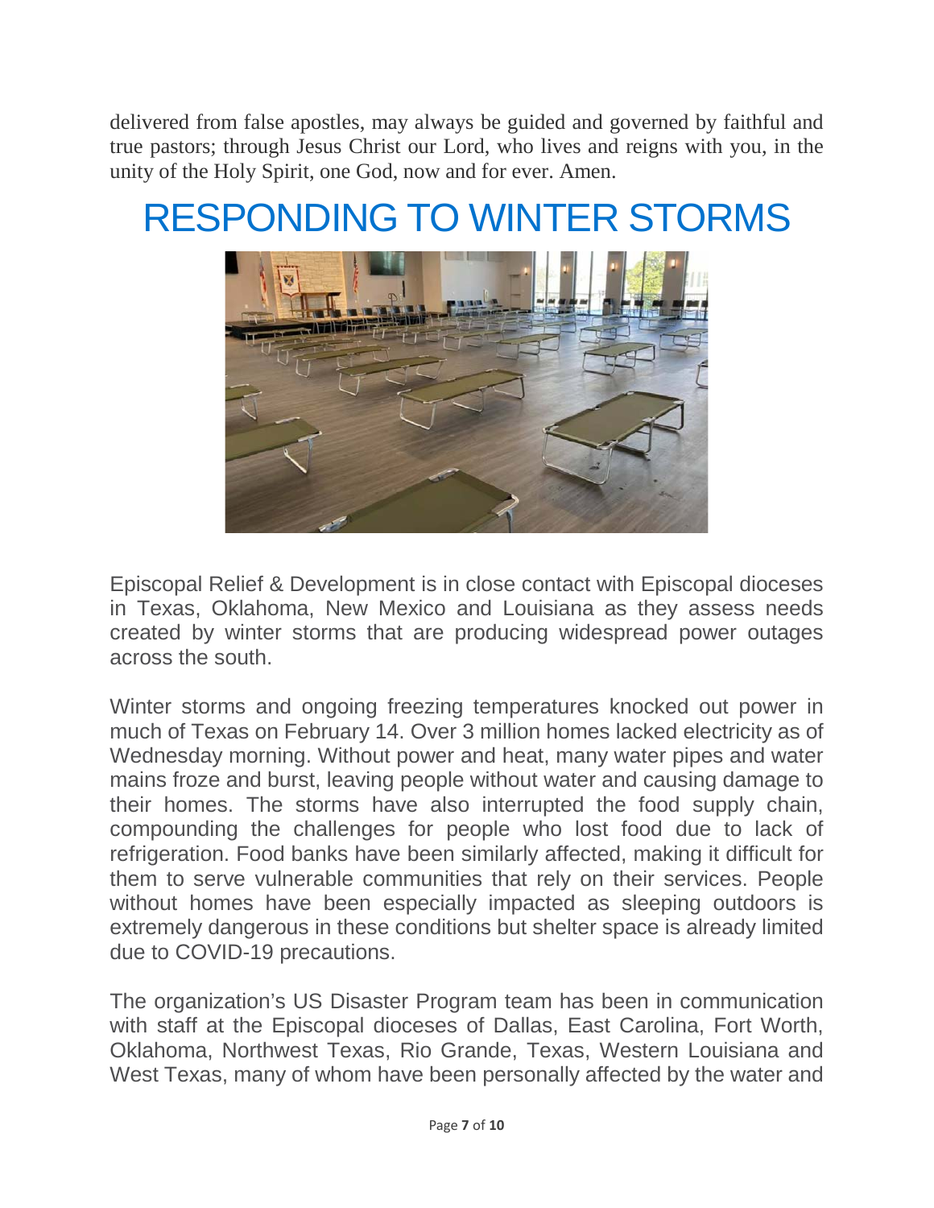delivered from false apostles, may always be guided and governed by faithful and true pastors; through Jesus Christ our Lord, who lives and reigns with you, in the unity of the Holy Spirit, one God, now and for ever. Amen.

# RESPONDING TO WINTER STORMS

Episcopal Relief & Development is in close contact with Episcopal dioceses in Texas, Oklahoma, New Mexico and Louisiana as they assess needs created by winter storms that are producing widespread power outages across the south.

Winter storms and ongoing freezing temperatures knocked out power in much of Texas on February 14. Over 3 million homes lacked electricity as of Wednesday morning. Without power and heat, many water pipes and water mains froze and burst, leaving people without water and causing damage to their homes. The storms have also interrupted the food supply chain, compounding the challenges for people who lost food due to lack of refrigeration. Food banks have been similarly affected, making it difficult for them to serve vulnerable communities that rely on their services. People without homes have been especially impacted as sleeping outdoors is extremely dangerous in these conditions but shelter space is already limited due to COVID-19 precautions.

The organization's US Disaster Program team has been in communication with staff at the Episcopal dioceses of Dallas, East Carolina, Fort Worth, Oklahoma, Northwest Texas, Rio Grande, Texas, Western Louisiana and West Texas, many of whom have been personally affected by the water and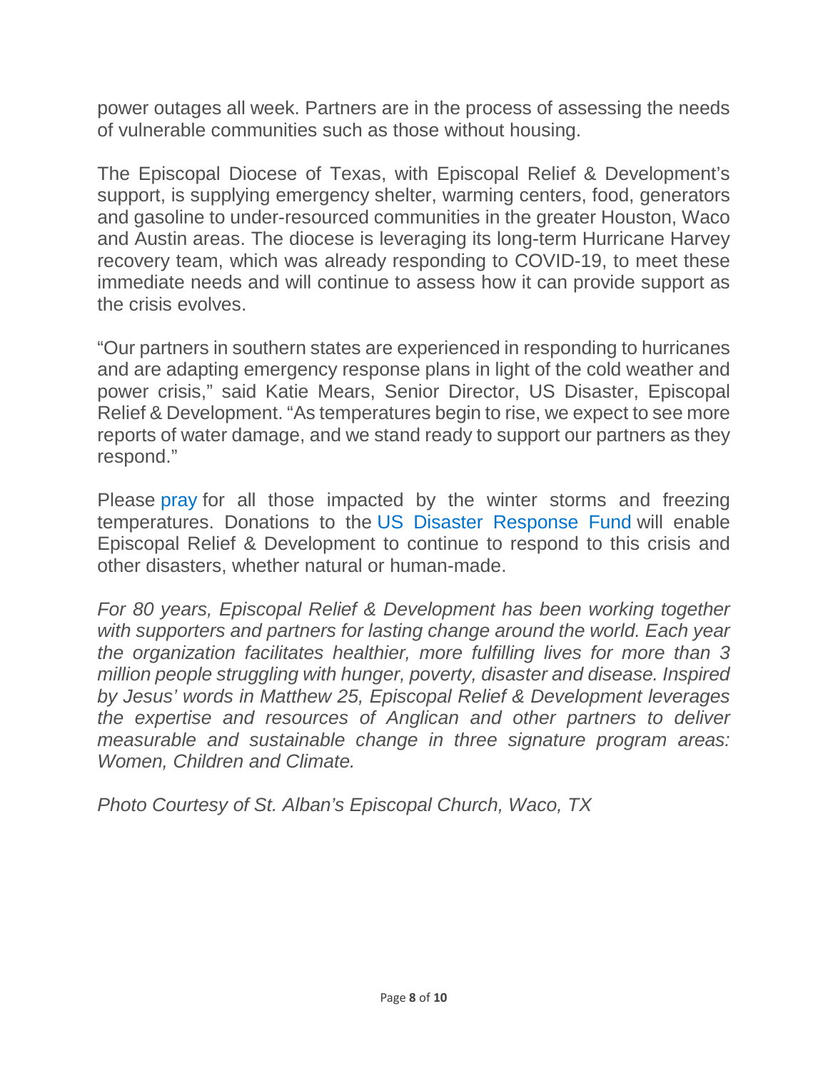power outages all week. Partners are in the process of assessing the needs of vulnerable communities such as those without housing.

The Episcopal Diocese of Texas, with Episcopal Relief & Development's support, is supplying emergency shelter, warming centers, food, generators and gasoline to under-resourced communities in the greater Houston, Waco and Austin areas. The diocese is leveraging its long-term Hurricane Harvey recovery team, which was already responding to COVID-19, to meet these immediate needs and will continue to assess how it can provide support as the crisis evolves.

"Our partners in southern states are experienced in responding to hurricanes and are adapting emergency response plans in light of the cold weather and power crisis," said Katie Mears, Senior Director, US Disaster, Episcopal Relief & Development. "As temperatures begin to rise, we expect to see more reports of water damage, and we stand ready to support our partners as they respond."

Please pray for all those impacted by the winter storms and freezing temperatures. Donations to the US Disaster Response Fund will enable Episcopal Relief & Development to continue to respond to this crisis and other disasters, whether natural or human-made.

*For 80 years, Episcopal Relief & Development has been working together with supporters and partners for lasting change around the world. Each year the organization facilitates healthier, more fulfilling lives for more than 3 million people struggling with hunger, poverty, disaster and disease. Inspired by Jesus' words in Matthew 25, Episcopal Relief & Development leverages the expertise and resources of Anglican and other partners to deliver measurable and sustainable change in three signature program areas: Women, Children and Climate.*

*Photo Courtesy of St. Alban's Episcopal Church, Waco, TX*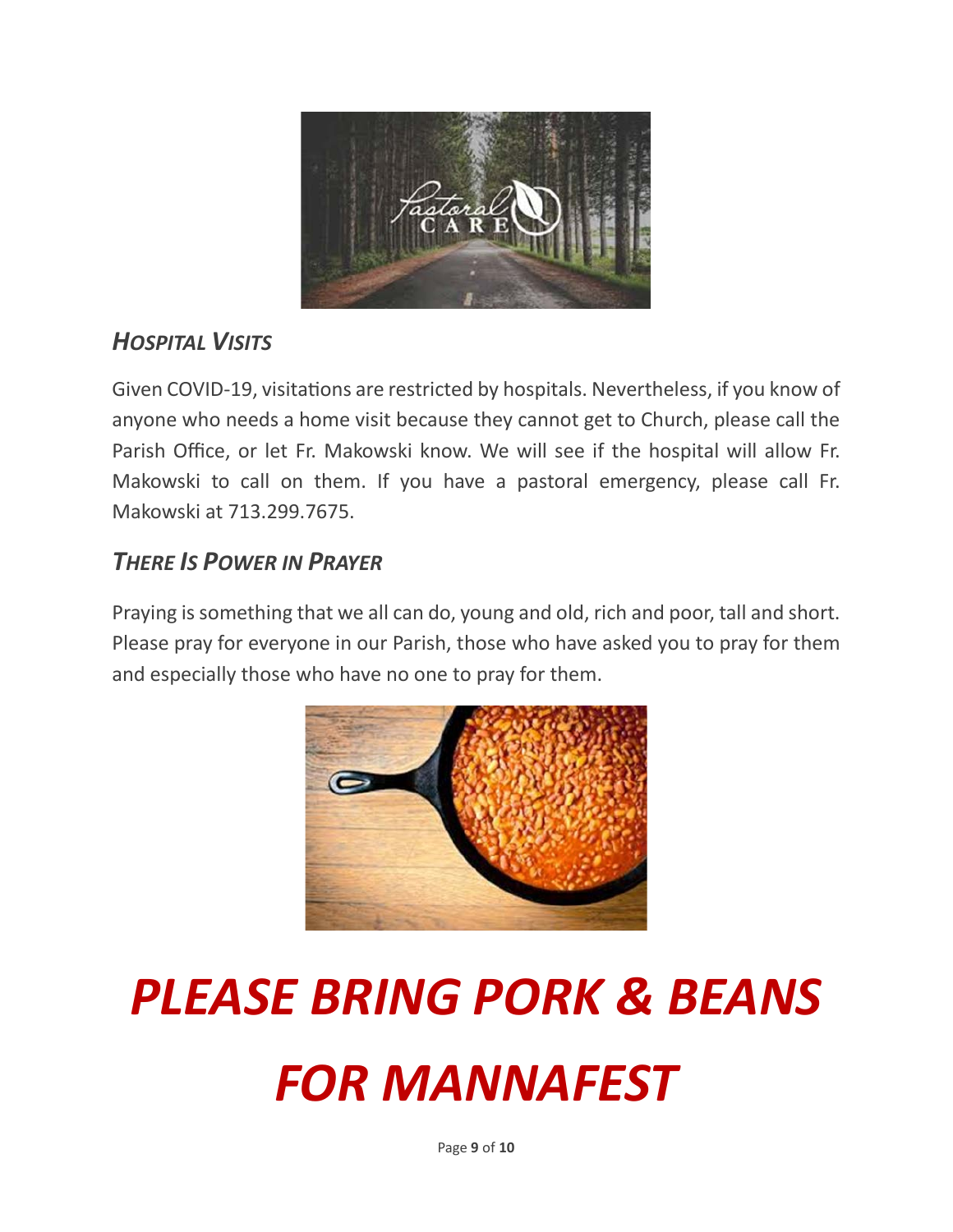### *Hospital Visits*

Given COVID-19, visitations are restricted by hospitals. Nevertheless, if you know of anyone who needs a home visit because they cannot get to Church, please call the Parish Office, or let Fr. Makowski know. We will see if the hospital will allow Fr. Makowski to call on them. If you have a pastoral emergency, please call Fr. Makowski at 713.299.7675.

### *There Is Power in Prayer*

Praying is something that we all can do, young and old, rich and poor, tall and short. Please pray for everyone in our Parish, those who have asked you to pray for them and especially those who have no one to pray for them.

# *PLEASE BRING PORK & BEANS FOR MANNAFEST*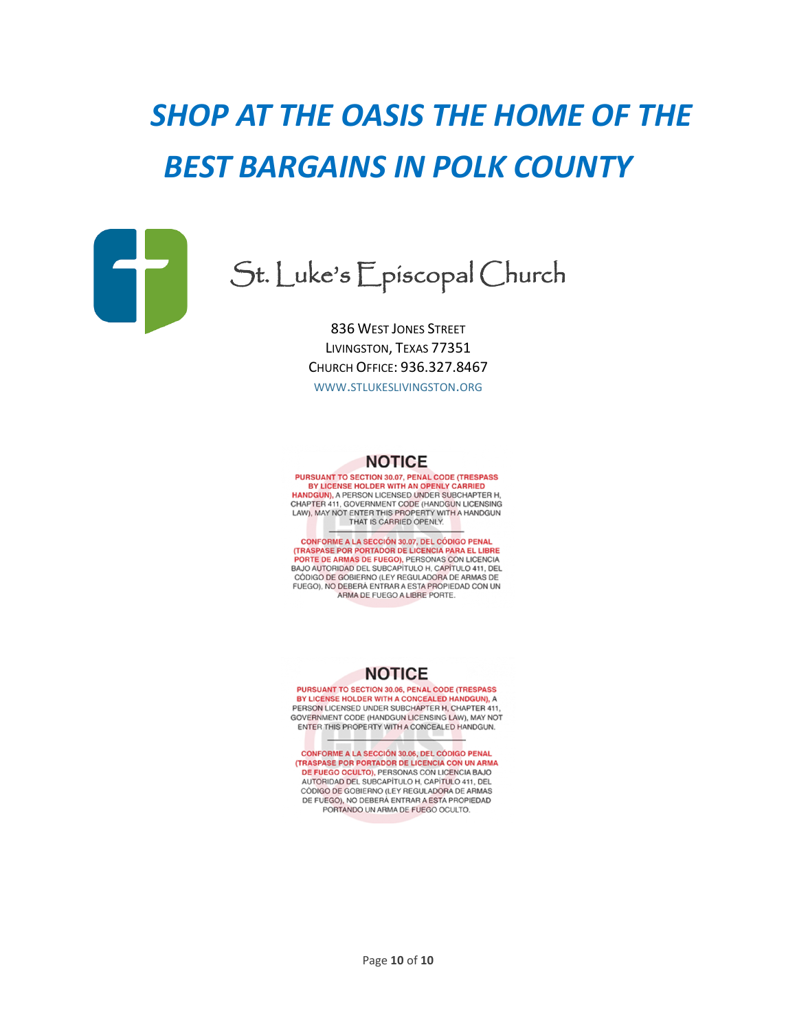# *SHOP AT THE OASIS THE HOME OF THE BEST BARGAINS IN POLK COUNTY*

St. Luke's Episcopal Church

836 West Jones Street
Livingston, Texas 77351
Church Office: 936.327.8467
WWW.STLUKESLIVINGSTON.ORG

**NOTICE**

PURSUANT TO SECTION 30.07, PENAL CODE (TRESPASS BY LICENSE HOLDER WITH AN OPENLY CARRIED HANDGUN), A PERSON LICENSED UNDER SUBCHAPTER H, CHAPTER 411, GOVERNMENT CODE (HANDGUN LICENSING LAW), MAY NOT ENTER THIS PROPERTY WITH A HANDGUN THAT IS CARRIED OPENLY.

CONFORME A LA SECCIÓN 30.07, DEL CÓDIGO PENAL (TRASPASE POR PORTADOR DE LICENCIA PARA EL LIBRE PORTE DE ARMAS DE FUEGO), PERSONAS CON LICENCIA BAJO AUTORIDAD DEL SUBCAPÍTULO H, CAPÍTULO 411, DEL CÓDIGO DE GOBIERNO (LEY REGULADORA DE ARMAS DE FUEGO), NO DEBERÁ ENTRAR A ESTA PROPIEDAD CON UN ARMA DE FUEGO A LIBRE PORTE.

**NOTICE**

PURSUANT TO SECTION 30.06, PENAL CODE (TRESPASS BY LICENSE HOLDER WITH A CONCEALED HANDGUN), A PERSON LICENSED UNDER SUBCHAPTER H, CHAPTER 411, GOVERNMENT CODE (HANDGUN LICENSING LAW), MAY NOT ENTER THIS PROPERTY WITH A CONCEALED HANDGUN.

CONFORME A LA SECCIÓN 30.06, DEL CÓDIGO PENAL (TRASPASE POR PORTADOR DE LICENCIA CON UN ARMA DE FUEGO OCULTO), PERSONAS CON LICENCIA BAJO AUTORIDAD DEL SUBCAPÍTULO H, CAPÍTULO 411, DEL CÓDIGO DE GOBIERNO (LEY REGULADORA DE ARMAS DE FUEGO), NO DEBERÁ ENTRAR A ESTA PROPIEDAD PORTANDO UN ARMA DE FUEGO OCULTO.